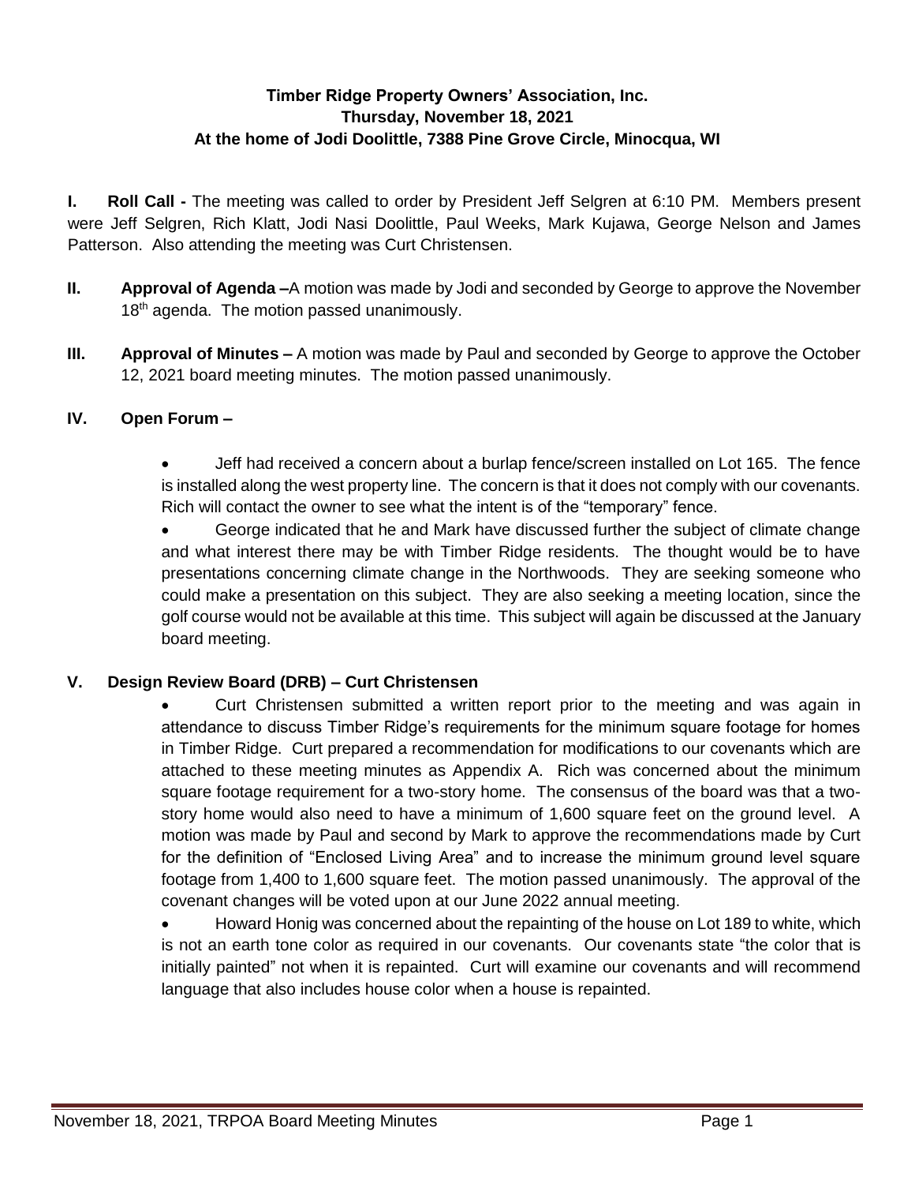**Timber Ridge Property Owners' Association, Inc.**
**Thursday, November 18, 2021**
**At the home of Jodi Doolittle, 7388 Pine Grove Circle, Minocqua, WI**

**I. Roll Call -** The meeting was called to order by President Jeff Selgren at 6:10 PM. Members present were Jeff Selgren, Rich Klatt, Jodi Nasi Doolittle, Paul Weeks, Mark Kujawa, George Nelson and James Patterson. Also attending the meeting was Curt Christensen.

**II. Approval of Agenda –** A motion was made by Jodi and seconded by George to approve the November 18th agenda. The motion passed unanimously.

**III. Approval of Minutes –** A motion was made by Paul and seconded by George to approve the October 12, 2021 board meeting minutes. The motion passed unanimously.

**IV. Open Forum –**

- Jeff had received a concern about a burlap fence/screen installed on Lot 165. The fence is installed along the west property line. The concern is that it does not comply with our covenants. Rich will contact the owner to see what the intent is of the "temporary" fence.
- George indicated that he and Mark have discussed further the subject of climate change and what interest there may be with Timber Ridge residents. The thought would be to have presentations concerning climate change in the Northwoods. They are seeking someone who could make a presentation on this subject. They are also seeking a meeting location, since the golf course would not be available at this time. This subject will again be discussed at the January board meeting.

**V. Design Review Board (DRB) – Curt Christensen**

- Curt Christensen submitted a written report prior to the meeting and was again in attendance to discuss Timber Ridge's requirements for the minimum square footage for homes in Timber Ridge. Curt prepared a recommendation for modifications to our covenants which are attached to these meeting minutes as Appendix A. Rich was concerned about the minimum square footage requirement for a two-story home. The consensus of the board was that a two-story home would also need to have a minimum of 1,600 square feet on the ground level. A motion was made by Paul and second by Mark to approve the recommendations made by Curt for the definition of "Enclosed Living Area" and to increase the minimum ground level square footage from 1,400 to 1,600 square feet. The motion passed unanimously. The approval of the covenant changes will be voted upon at our June 2022 annual meeting.
- Howard Honig was concerned about the repainting of the house on Lot 189 to white, which is not an earth tone color as required in our covenants. Our covenants state "the color that is initially painted" not when it is repainted. Curt will examine our covenants and will recommend language that also includes house color when a house is repainted.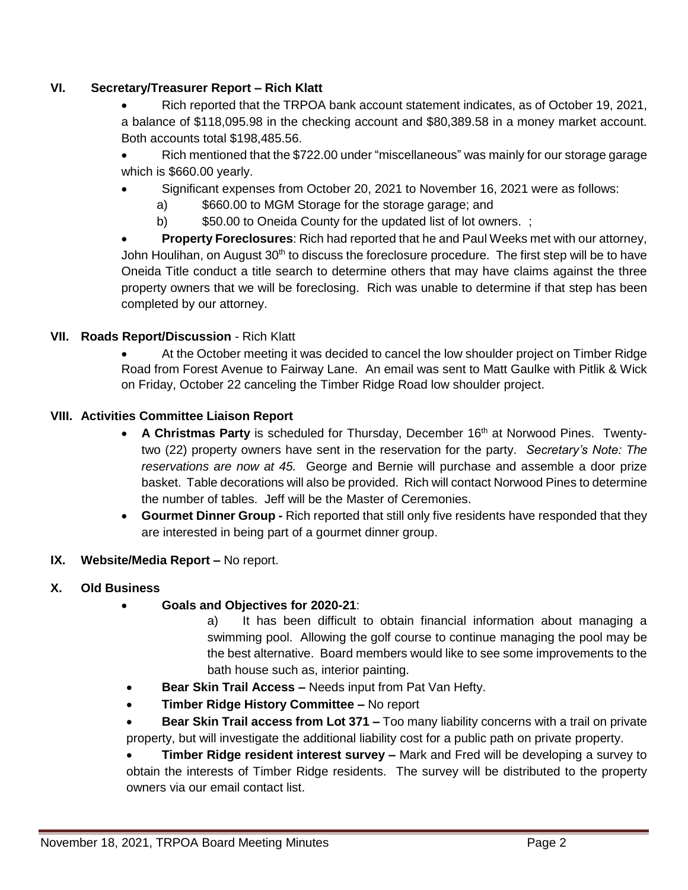## VI. Secretary/Treasurer Report – Rich Klatt

- Rich reported that the TRPOA bank account statement indicates, as of October 19, 2021, a balance of $118,095.98 in the checking account and $80,389.58 in a money market account. Both accounts total $198,485.56.
- Rich mentioned that the $722.00 under "miscellaneous" was mainly for our storage garage which is $660.00 yearly.
- Significant expenses from October 20, 2021 to November 16, 2021 were as follows:
  - a) $660.00 to MGM Storage for the storage garage; and
  - b) $50.00 to Oneida County for the updated list of lot owners. ;
- **Property Foreclosures**: Rich had reported that he and Paul Weeks met with our attorney, John Houlihan, on August 30th to discuss the foreclosure procedure. The first step will be to have Oneida Title conduct a title search to determine others that may have claims against the three property owners that we will be foreclosing. Rich was unable to determine if that step has been completed by our attorney.

## VII. Roads Report/Discussion - Rich Klatt

- At the October meeting it was decided to cancel the low shoulder project on Timber Ridge Road from Forest Avenue to Fairway Lane. An email was sent to Matt Gaulke with Pitlik & Wick on Friday, October 22 canceling the Timber Ridge Road low shoulder project.

## VIII. Activities Committee Liaison Report

- **A Christmas Party** is scheduled for Thursday, December 16th at Norwood Pines. Twenty-two (22) property owners have sent in the reservation for the party. *Secretary's Note: The reservations are now at 45.* George and Bernie will purchase and assemble a door prize basket. Table decorations will also be provided. Rich will contact Norwood Pines to determine the number of tables. Jeff will be the Master of Ceremonies.
- **Gourmet Dinner Group -** Rich reported that still only five residents have responded that they are interested in being part of a gourmet dinner group.

## IX. Website/Media Report – No report.

## X. Old Business

- **Goals and Objectives for 2020-21**:
  - a) It has been difficult to obtain financial information about managing a swimming pool. Allowing the golf course to continue managing the pool may be the best alternative. Board members would like to see some improvements to the bath house such as, interior painting.
- **Bear Skin Trail Access –** Needs input from Pat Van Hefty.
- **Timber Ridge History Committee –** No report
- **Bear Skin Trail access from Lot 371 –** Too many liability concerns with a trail on private property, but will investigate the additional liability cost for a public path on private property.
- **Timber Ridge resident interest survey –** Mark and Fred will be developing a survey to obtain the interests of Timber Ridge residents. The survey will be distributed to the property owners via our email contact list.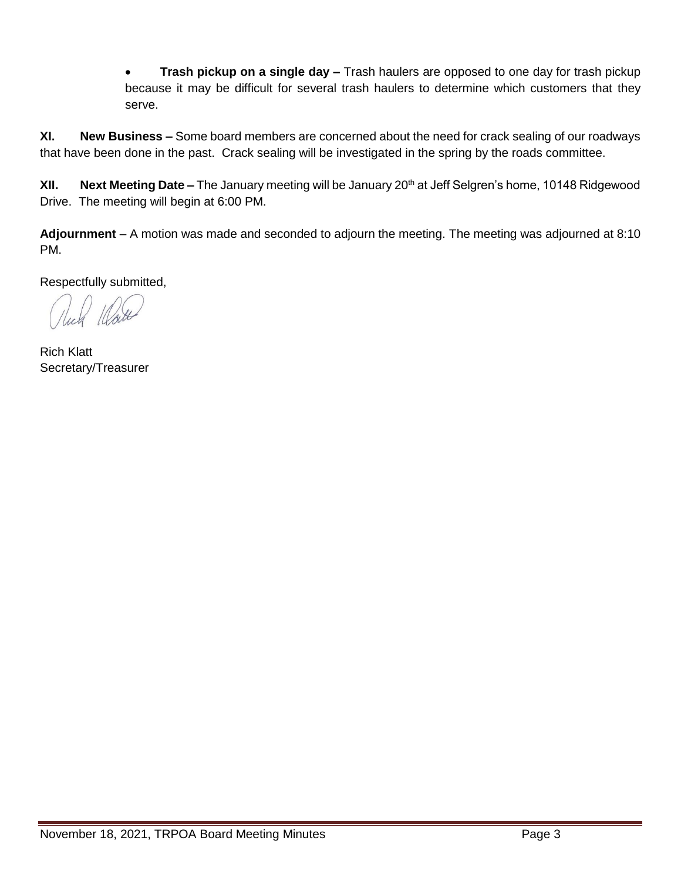- **Trash pickup on a single day –** Trash haulers are opposed to one day for trash pickup because it may be difficult for several trash haulers to determine which customers that they serve.

**XI. New Business –** Some board members are concerned about the need for crack sealing of our roadways that have been done in the past. Crack sealing will be investigated in the spring by the roads committee.

**XII. Next Meeting Date –** The January meeting will be January 20th at Jeff Selgren's home, 10148 Ridgewood Drive. The meeting will begin at 6:00 PM.

**Adjournment** – A motion was made and seconded to adjourn the meeting. The meeting was adjourned at 8:10 PM.

Respectfully submitted,

Rich Klatt
Secretary/Treasurer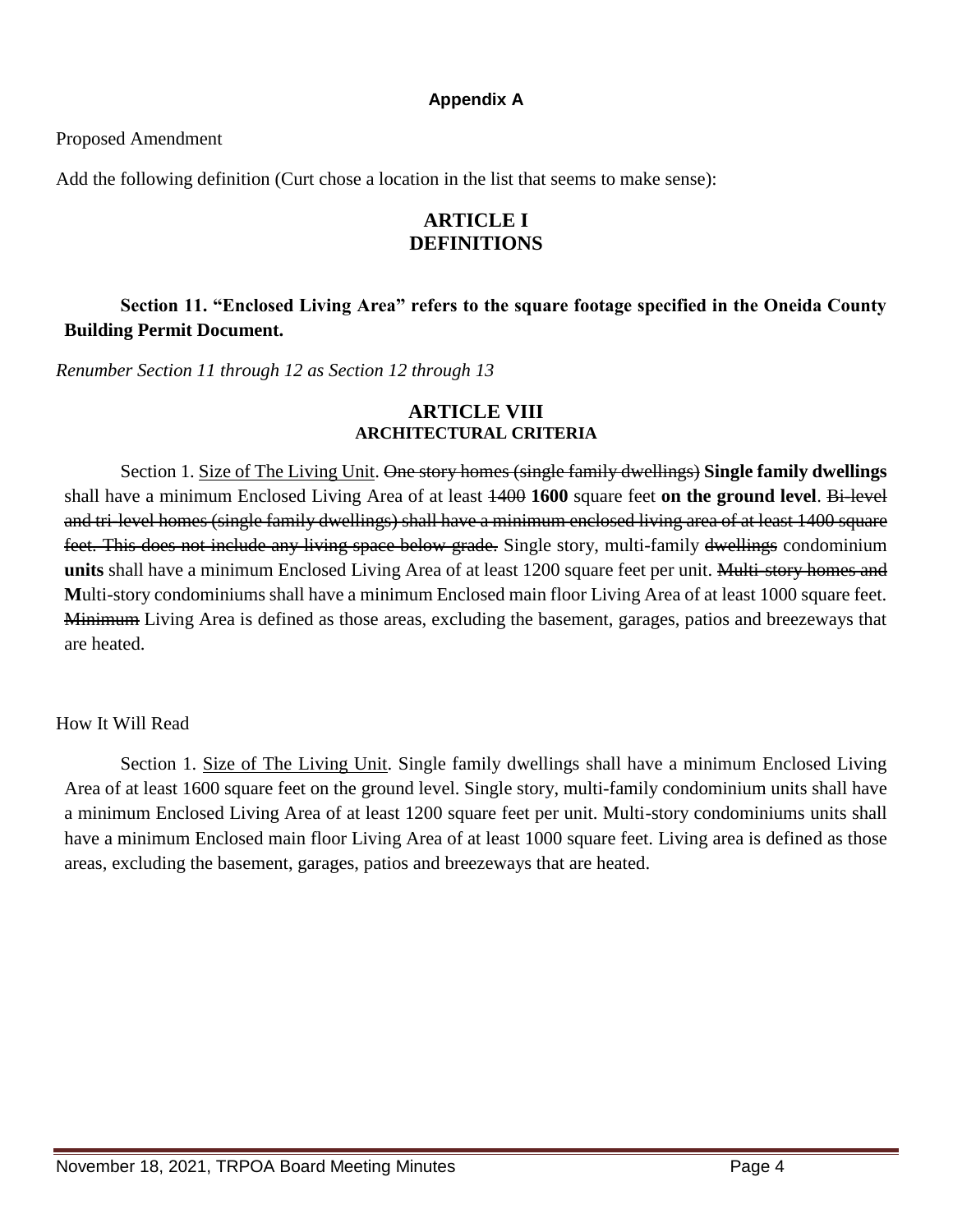**Appendix A**

Proposed Amendment

Add the following definition (Curt chose a location in the list that seems to make sense):

## ARTICLE I
## DEFINITIONS

**Section 11. "Enclosed Living Area" refers to the square footage specified in the Oneida County Building Permit Document.**

*Renumber Section 11 through 12 as Section 12 through 13*

## ARTICLE VIII
### ARCHITECTURAL CRITERIA

Section 1. Size of The Living Unit. ~~One story homes (single family dwellings)~~ **Single family dwellings** shall have a minimum Enclosed Living Area of at least ~~1400~~ **1600** square feet **on the ground level**. ~~Bi-level and tri-level homes (single family dwellings) shall have a minimum enclosed living area of at least 1400 square feet. This does not include any living space below grade.~~ Single story, multi-family ~~dwellings~~ condominium **units** shall have a minimum Enclosed Living Area of at least 1200 square feet per unit. ~~Multi-story homes and~~ **M**ulti-story condominiums shall have a minimum Enclosed main floor Living Area of at least 1000 square feet. ~~Minimum~~ Living Area is defined as those areas, excluding the basement, garages, patios and breezeways that are heated.

How It Will Read

Section 1. Size of The Living Unit. Single family dwellings shall have a minimum Enclosed Living Area of at least 1600 square feet on the ground level. Single story, multi-family condominium units shall have a minimum Enclosed Living Area of at least 1200 square feet per unit. Multi-story condominiums units shall have a minimum Enclosed main floor Living Area of at least 1000 square feet. Living area is defined as those areas, excluding the basement, garages, patios and breezeways that are heated.